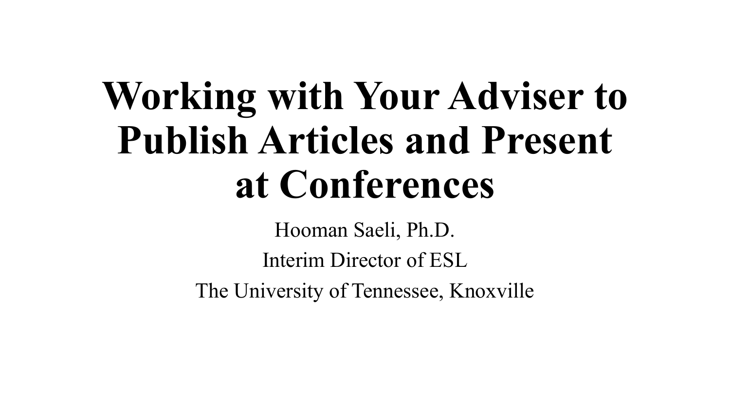# Working with Your Adviser to Publish Articles and Present at Conferences

Hooman Saeli, Ph.D.

Interim Director of ESL

The University of Tennessee, Knoxville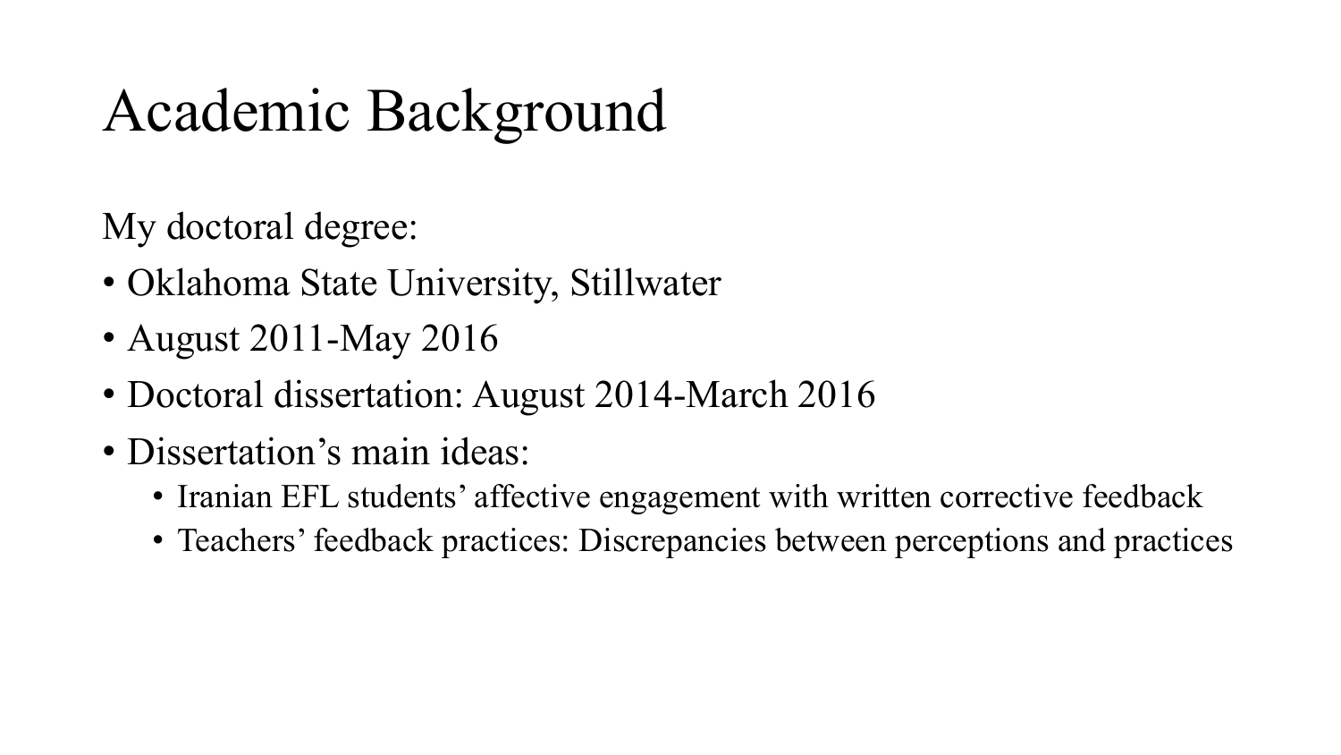# Academic Background

My doctoral degree:

- Oklahoma State University, Stillwater
- August 2011-May 2016
- Doctoral dissertation: August 2014-March 2016
- Dissertation's main ideas:
  - Iranian EFL students' affective engagement with written corrective feedback
  - Teachers' feedback practices: Discrepancies between perceptions and practices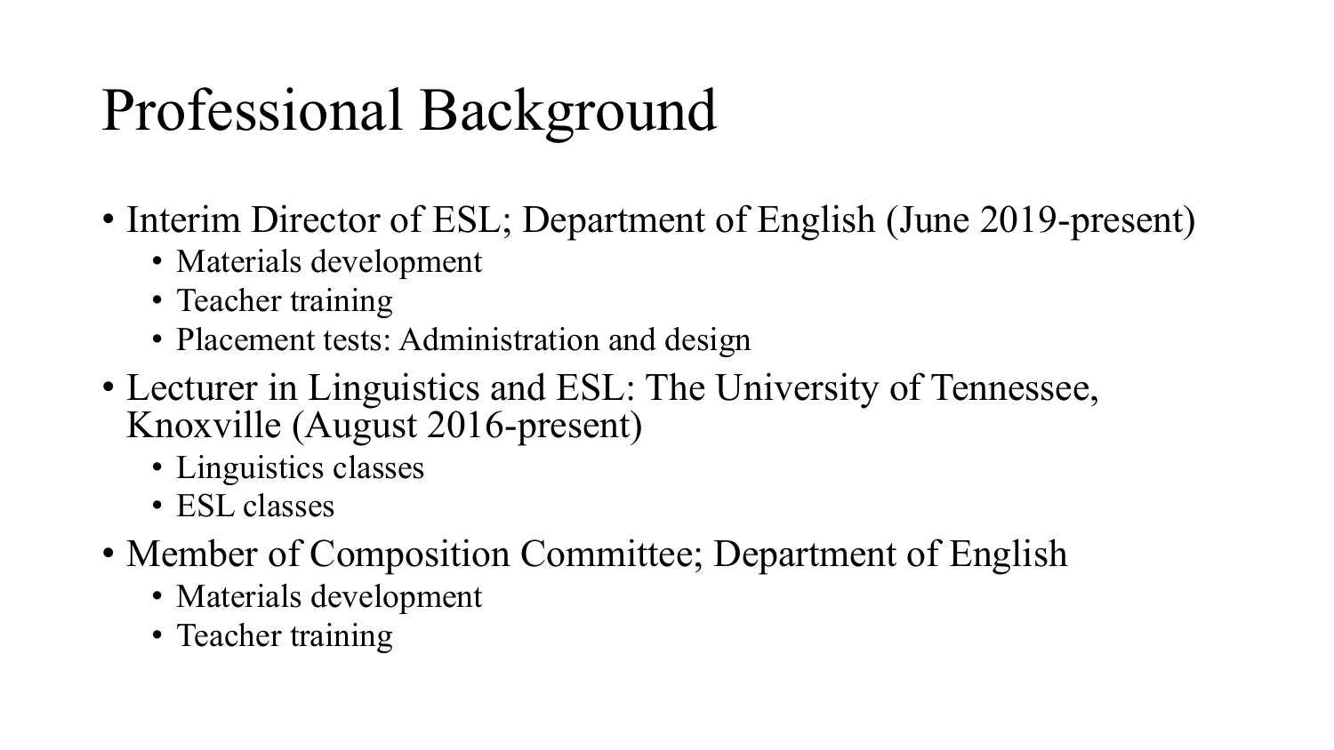# Professional Background

- Interim Director of ESL; Department of English (June 2019-present)
  - Materials development
  - Teacher training
  - Placement tests: Administration and design
- Lecturer in Linguistics and ESL: The University of Tennessee, Knoxville (August 2016-present)
  - Linguistics classes
  - ESL classes
- Member of Composition Committee; Department of English
  - Materials development
  - Teacher training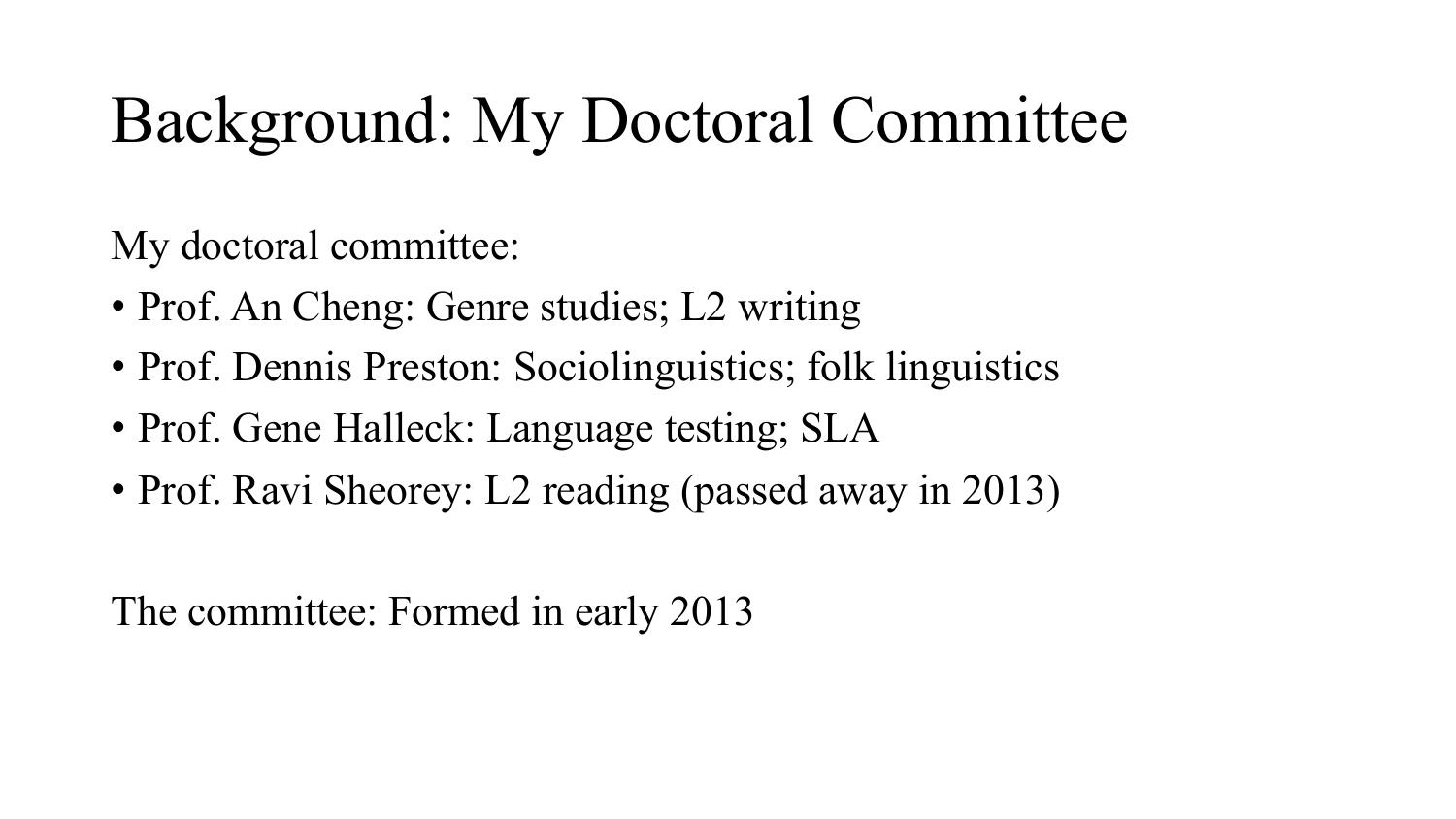# Background: My Doctoral Committee

My doctoral committee:

- Prof. An Cheng: Genre studies; L2 writing
- Prof. Dennis Preston: Sociolinguistics; folk linguistics
- Prof. Gene Halleck: Language testing; SLA
- Prof. Ravi Sheorey: L2 reading (passed away in 2013)

The committee: Formed in early 2013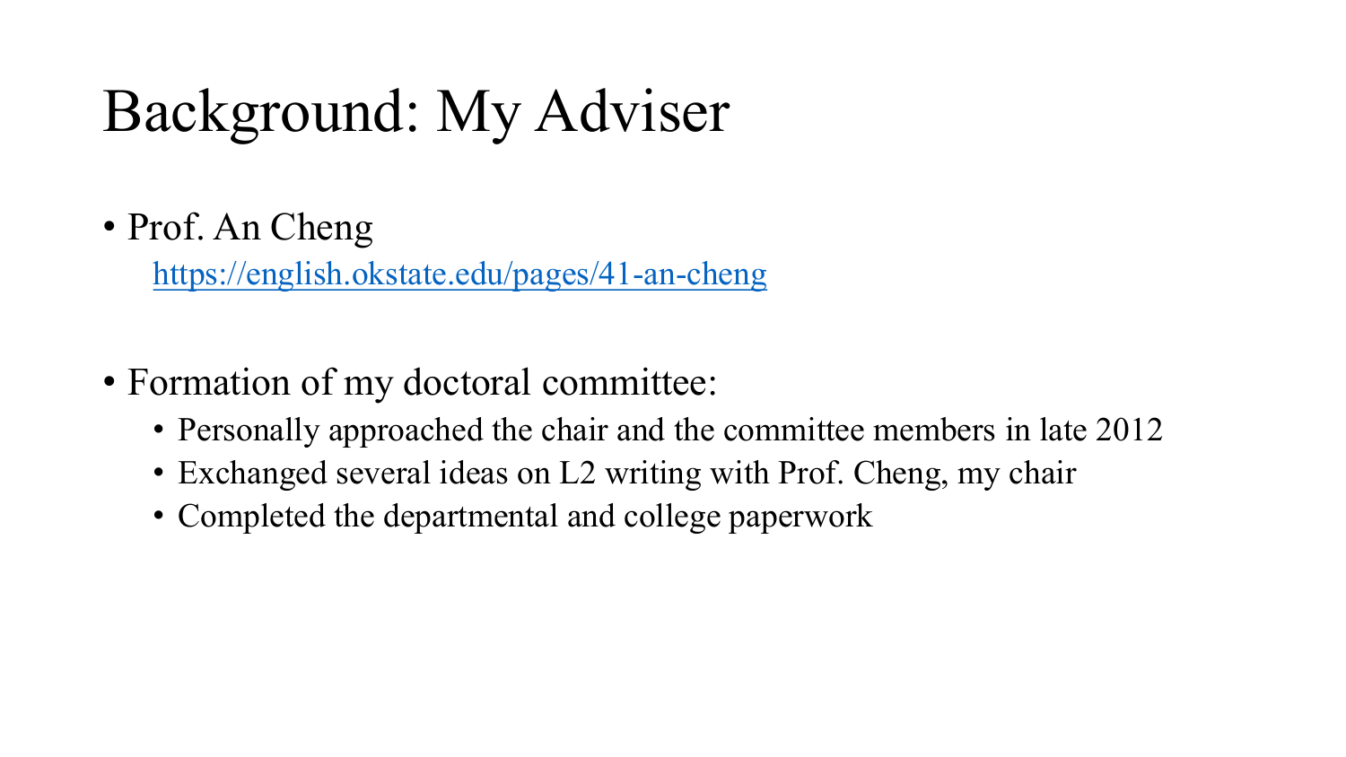# Background: My Adviser

- Prof. An Cheng
  [https://english.okstate.edu/pages/41-an-cheng](https://english.okstate.edu/pages/41-an-cheng)

- Formation of my doctoral committee:
  - Personally approached the chair and the committee members in late 2012
  - Exchanged several ideas on L2 writing with Prof. Cheng, my chair
  - Completed the departmental and college paperwork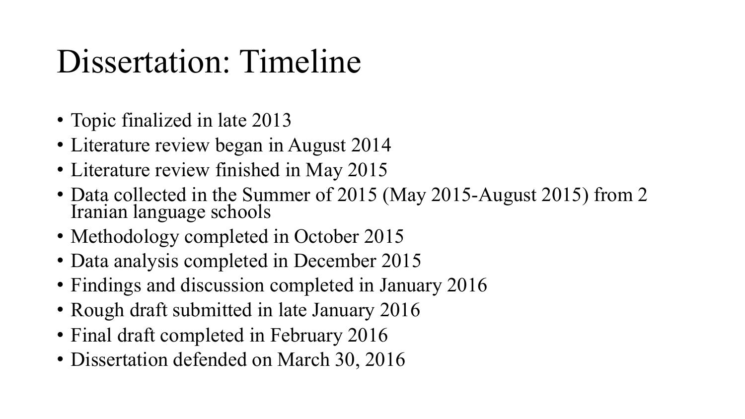# Dissertation: Timeline

- Topic finalized in late 2013
- Literature review began in August 2014
- Literature review finished in May 2015
- Data collected in the Summer of 2015 (May 2015-August 2015) from 2 Iranian language schools
- Methodology completed in October 2015
- Data analysis completed in December 2015
- Findings and discussion completed in January 2016
- Rough draft submitted in late January 2016
- Final draft completed in February 2016
- Dissertation defended on March 30, 2016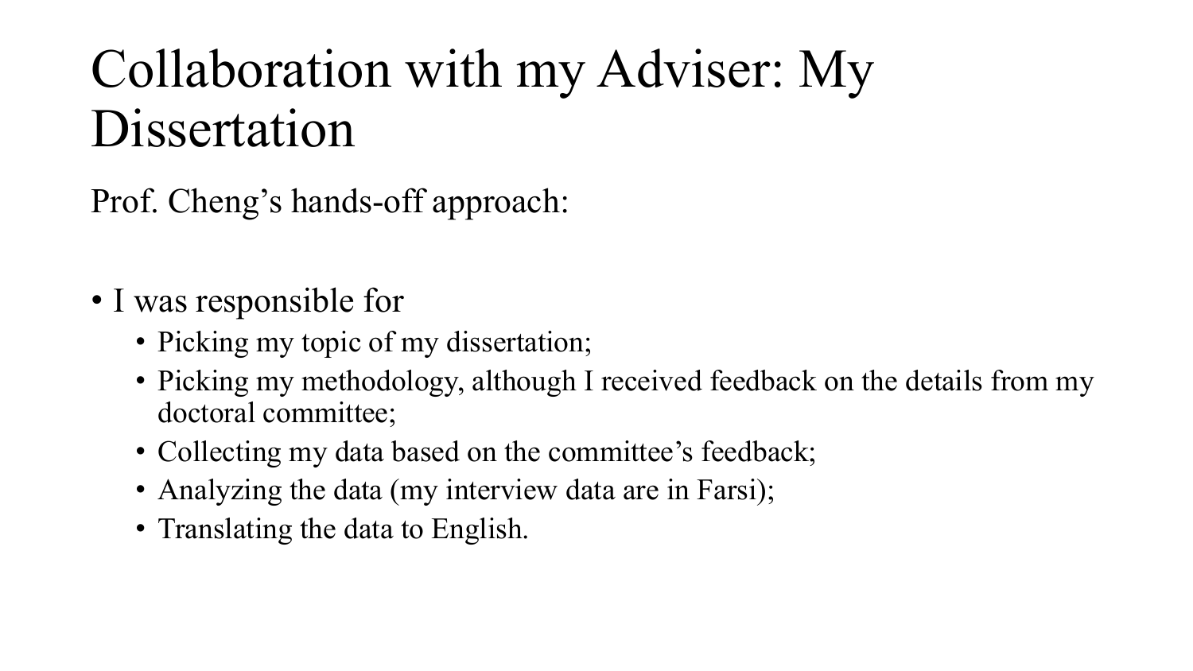# Collaboration with my Adviser: My Dissertation

Prof. Cheng's hands-off approach:

- I was responsible for
  - Picking my topic of my dissertation;
  - Picking my methodology, although I received feedback on the details from my doctoral committee;
  - Collecting my data based on the committee's feedback;
  - Analyzing the data (my interview data are in Farsi);
  - Translating the data to English.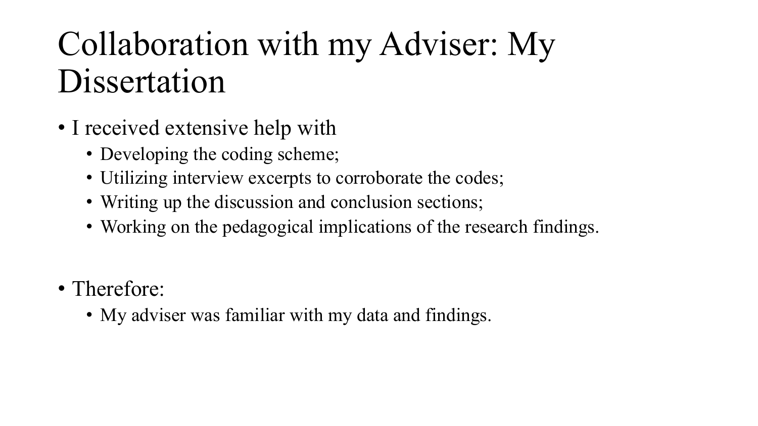# Collaboration with my Adviser: My Dissertation

- I received extensive help with
  - Developing the coding scheme;
  - Utilizing interview excerpts to corroborate the codes;
  - Writing up the discussion and conclusion sections;
  - Working on the pedagogical implications of the research findings.

- Therefore:
  - My adviser was familiar with my data and findings.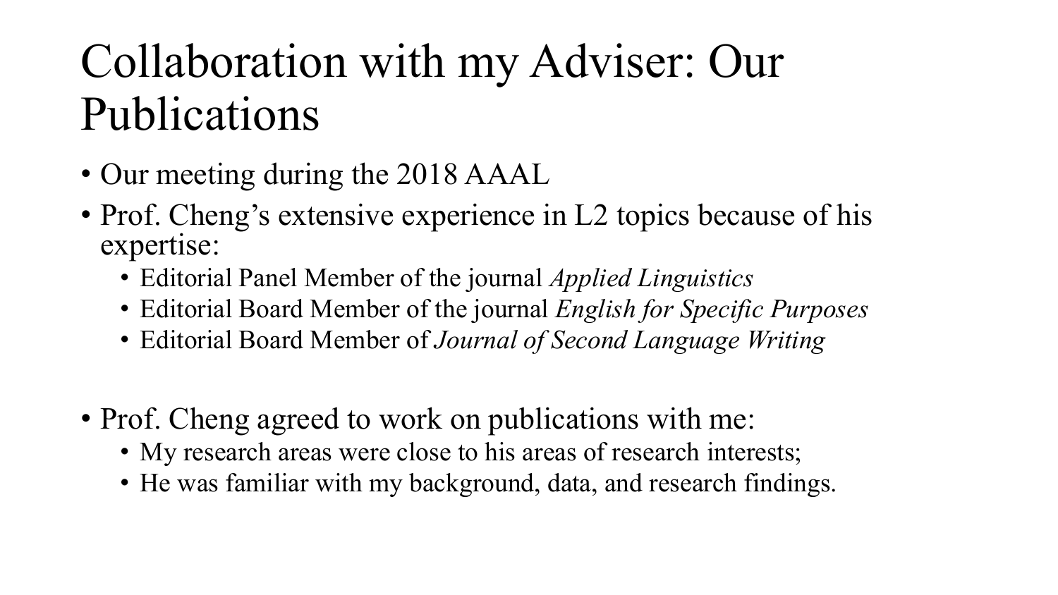# Collaboration with my Adviser: Our Publications

- Our meeting during the 2018 AAAL
- Prof. Cheng's extensive experience in L2 topics because of his expertise:
  - Editorial Panel Member of the journal *Applied Linguistics*
  - Editorial Board Member of the journal *English for Specific Purposes*
  - Editorial Board Member of *Journal of Second Language Writing*

- Prof. Cheng agreed to work on publications with me:
  - My research areas were close to his areas of research interests;
  - He was familiar with my background, data, and research findings.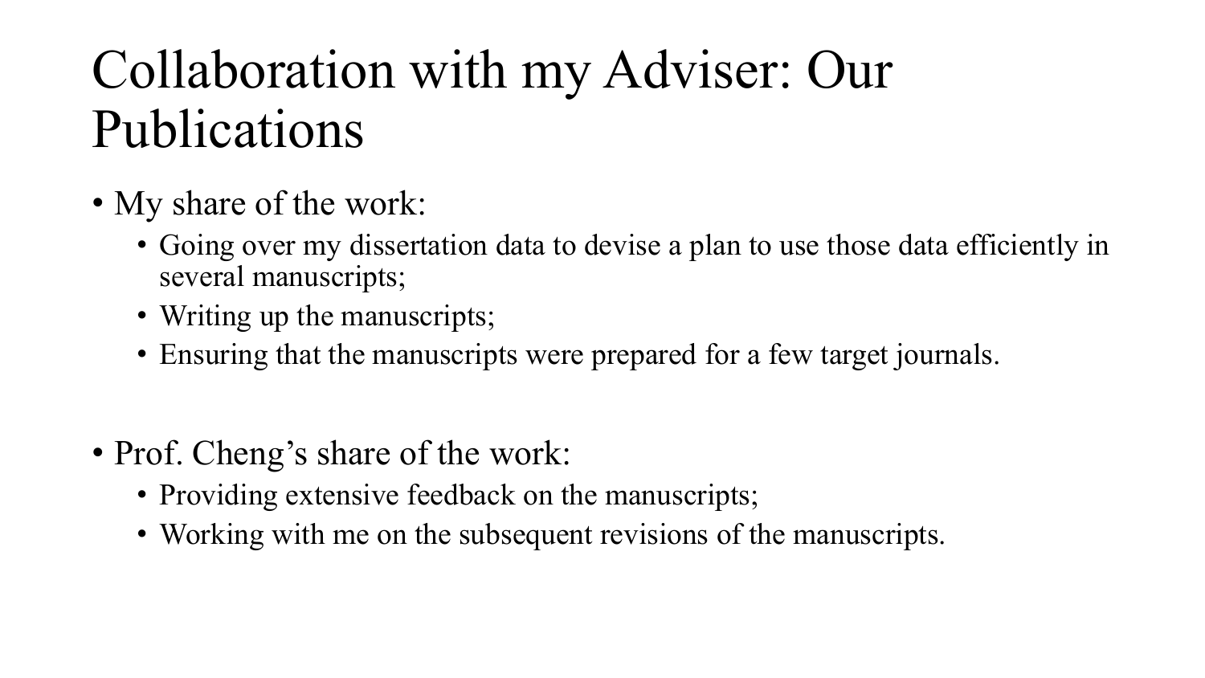# Collaboration with my Adviser: Our Publications

- My share of the work:
  - Going over my dissertation data to devise a plan to use those data efficiently in several manuscripts;
  - Writing up the manuscripts;
  - Ensuring that the manuscripts were prepared for a few target journals.

- Prof. Cheng's share of the work:
  - Providing extensive feedback on the manuscripts;
  - Working with me on the subsequent revisions of the manuscripts.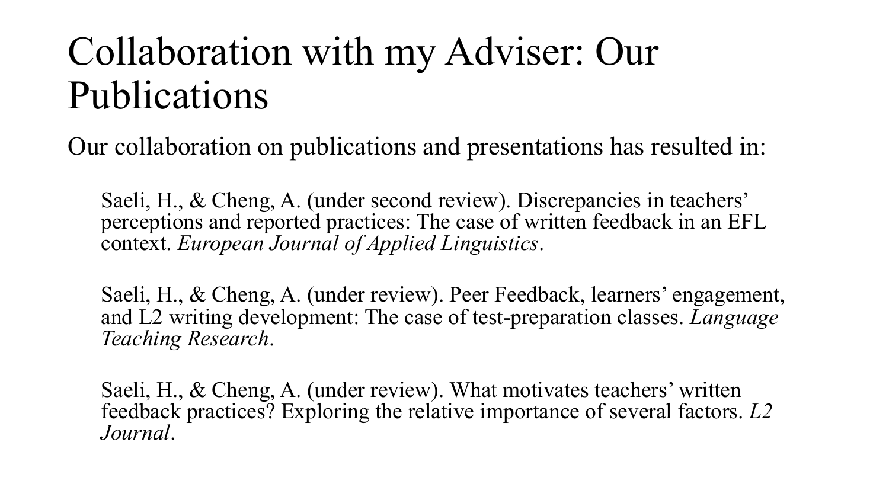# Collaboration with my Adviser: Our Publications

Our collaboration on publications and presentations has resulted in:

Saeli, H., & Cheng, A. (under second review). Discrepancies in teachers' perceptions and reported practices: The case of written feedback in an EFL context. *European Journal of Applied Linguistics*.

Saeli, H., & Cheng, A. (under review). Peer Feedback, learners' engagement, and L2 writing development: The case of test-preparation classes. *Language Teaching Research*.

Saeli, H., & Cheng, A. (under review). What motivates teachers' written feedback practices? Exploring the relative importance of several factors. *L2 Journal*.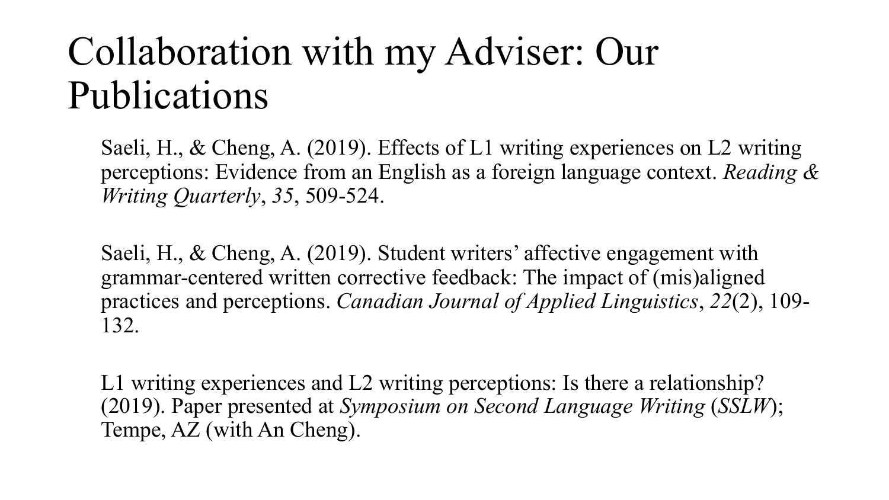# Collaboration with my Adviser: Our Publications

Saeli, H., & Cheng, A. (2019). Effects of L1 writing experiences on L2 writing perceptions: Evidence from an English as a foreign language context. *Reading & Writing Quarterly*, *35*, 509-524.

Saeli, H., & Cheng, A. (2019). Student writers' affective engagement with grammar-centered written corrective feedback: The impact of (mis)aligned practices and perceptions. *Canadian Journal of Applied Linguistics*, *22*(2), 109-132.

L1 writing experiences and L2 writing perceptions: Is there a relationship? (2019). Paper presented at *Symposium on Second Language Writing* (*SSLW*); Tempe, AZ (with An Cheng).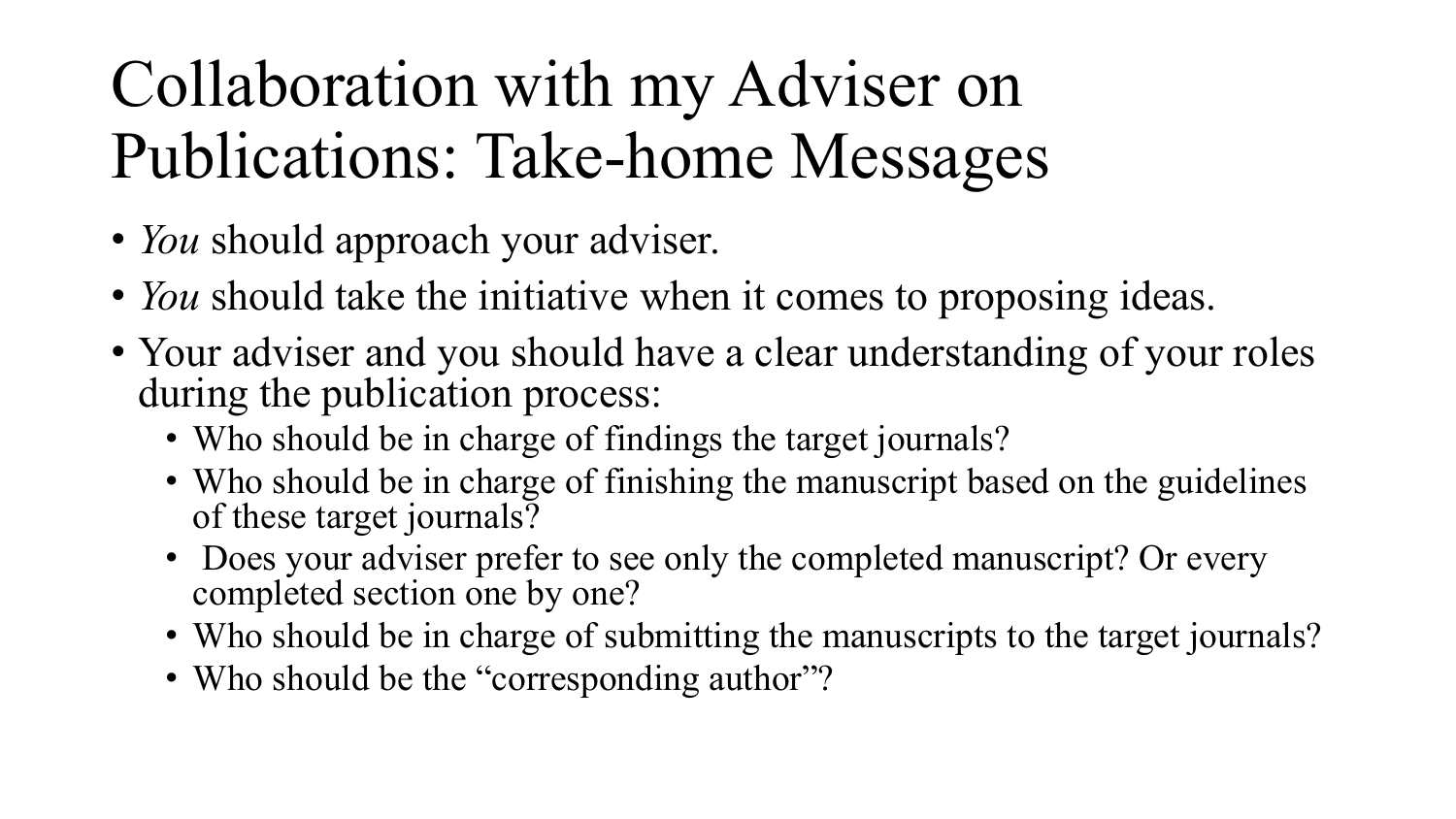# Collaboration with my Adviser on Publications: Take-home Messages

- *You* should approach your adviser.
- *You* should take the initiative when it comes to proposing ideas.
- Your adviser and you should have a clear understanding of your roles during the publication process:
  - Who should be in charge of findings the target journals?
  - Who should be in charge of finishing the manuscript based on the guidelines of these target journals?
  - Does your adviser prefer to see only the completed manuscript? Or every completed section one by one?
  - Who should be in charge of submitting the manuscripts to the target journals?
  - Who should be the "corresponding author"?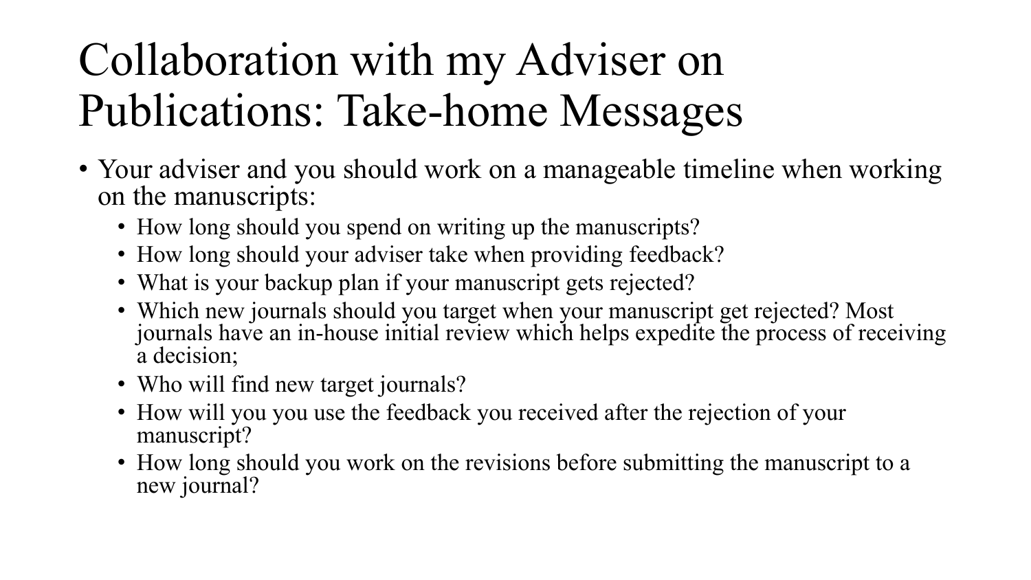# Collaboration with my Adviser on Publications: Take-home Messages

- Your adviser and you should work on a manageable timeline when working on the manuscripts:
  - How long should you spend on writing up the manuscripts?
  - How long should your adviser take when providing feedback?
  - What is your backup plan if your manuscript gets rejected?
  - Which new journals should you target when your manuscript get rejected? Most journals have an in-house initial review which helps expedite the process of receiving a decision;
  - Who will find new target journals?
  - How will you you use the feedback you received after the rejection of your manuscript?
  - How long should you work on the revisions before submitting the manuscript to a new journal?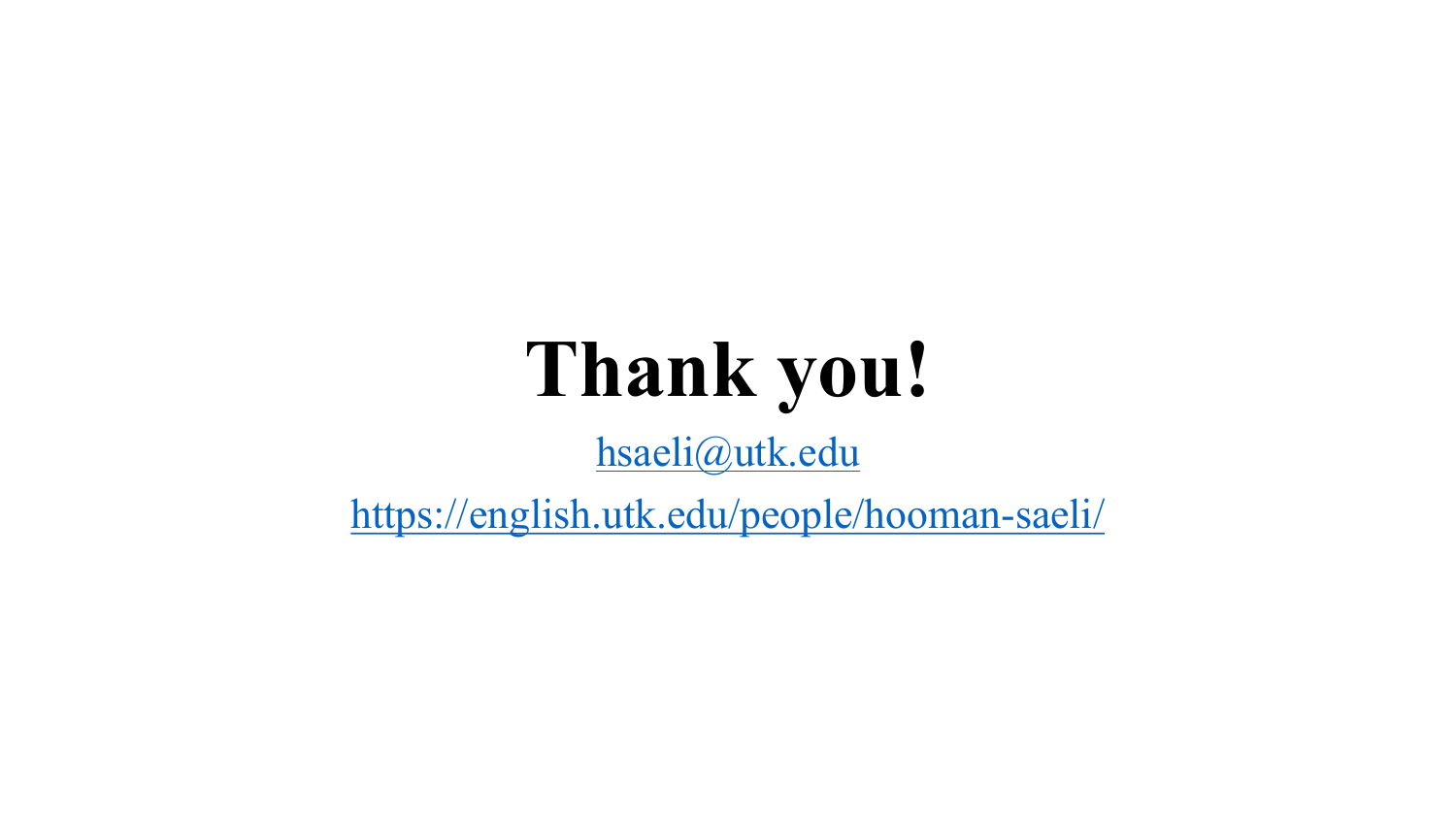# Thank you!

[hsaeli@utk.edu](mailto:hsaeli@utk.edu)

[https://english.utk.edu/people/hooman-saeli/](https://english.utk.edu/people/hooman-saeli/)